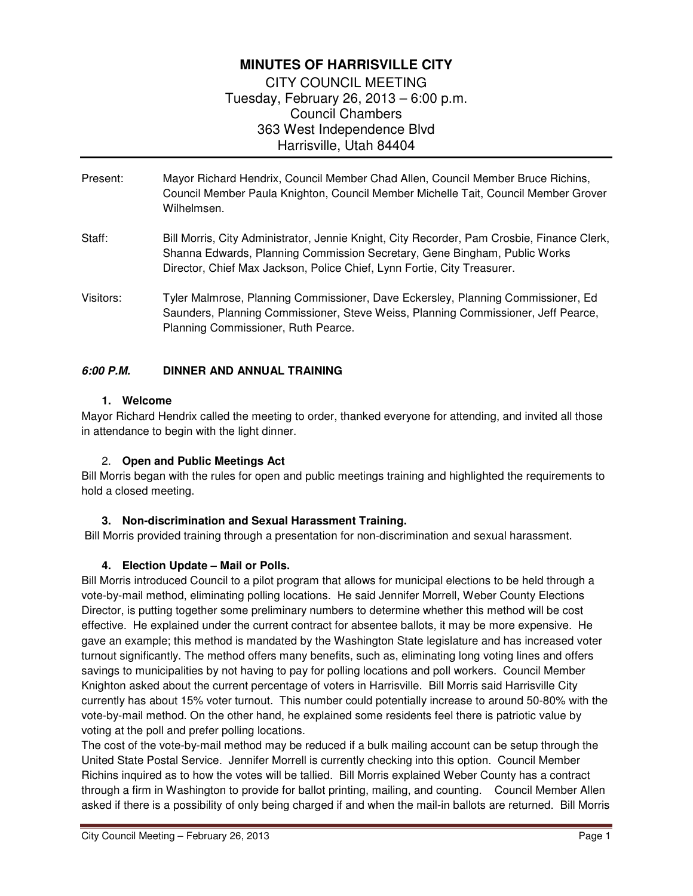# MINUTES OF HARRISVILLE CITY

CITY COUNCIL MEETING
Tuesday, February 26, 2013 – 6:00 p.m.
Council Chambers
363 West Independence Blvd
Harrisville, Utah 84404

Present: Mayor Richard Hendrix, Council Member Chad Allen, Council Member Bruce Richins, Council Member Paula Knighton, Council Member Michelle Tait, Council Member Grover Wilhelmsen.

Staff: Bill Morris, City Administrator, Jennie Knight, City Recorder, Pam Crosbie, Finance Clerk, Shanna Edwards, Planning Commission Secretary, Gene Bingham, Public Works Director, Chief Max Jackson, Police Chief, Lynn Fortie, City Treasurer.

Visitors: Tyler Malmrose, Planning Commissioner, Dave Eckersley, Planning Commissioner, Ed Saunders, Planning Commissioner, Steve Weiss, Planning Commissioner, Jeff Pearce, Planning Commissioner, Ruth Pearce.

***6:00 P.M.*** **DINNER AND ANNUAL TRAINING**

**1. Welcome**

Mayor Richard Hendrix called the meeting to order, thanked everyone for attending, and invited all those in attendance to begin with the light dinner.

2. **Open and Public Meetings Act**

Bill Morris began with the rules for open and public meetings training and highlighted the requirements to hold a closed meeting.

**3. Non-discrimination and Sexual Harassment Training.**

Bill Morris provided training through a presentation for non-discrimination and sexual harassment.

**4. Election Update – Mail or Polls.**

Bill Morris introduced Council to a pilot program that allows for municipal elections to be held through a vote-by-mail method, eliminating polling locations. He said Jennifer Morrell, Weber County Elections Director, is putting together some preliminary numbers to determine whether this method will be cost effective. He explained under the current contract for absentee ballots, it may be more expensive. He gave an example; this method is mandated by the Washington State legislature and has increased voter turnout significantly. The method offers many benefits, such as, eliminating long voting lines and offers savings to municipalities by not having to pay for polling locations and poll workers. Council Member Knighton asked about the current percentage of voters in Harrisville. Bill Morris said Harrisville City currently has about 15% voter turnout. This number could potentially increase to around 50-80% with the vote-by-mail method. On the other hand, he explained some residents feel there is patriotic value by voting at the poll and prefer polling locations.

The cost of the vote-by-mail method may be reduced if a bulk mailing account can be setup through the United State Postal Service. Jennifer Morrell is currently checking into this option. Council Member Richins inquired as to how the votes will be tallied. Bill Morris explained Weber County has a contract through a firm in Washington to provide for ballot printing, mailing, and counting. Council Member Allen asked if there is a possibility of only being charged if and when the mail-in ballots are returned. Bill Morris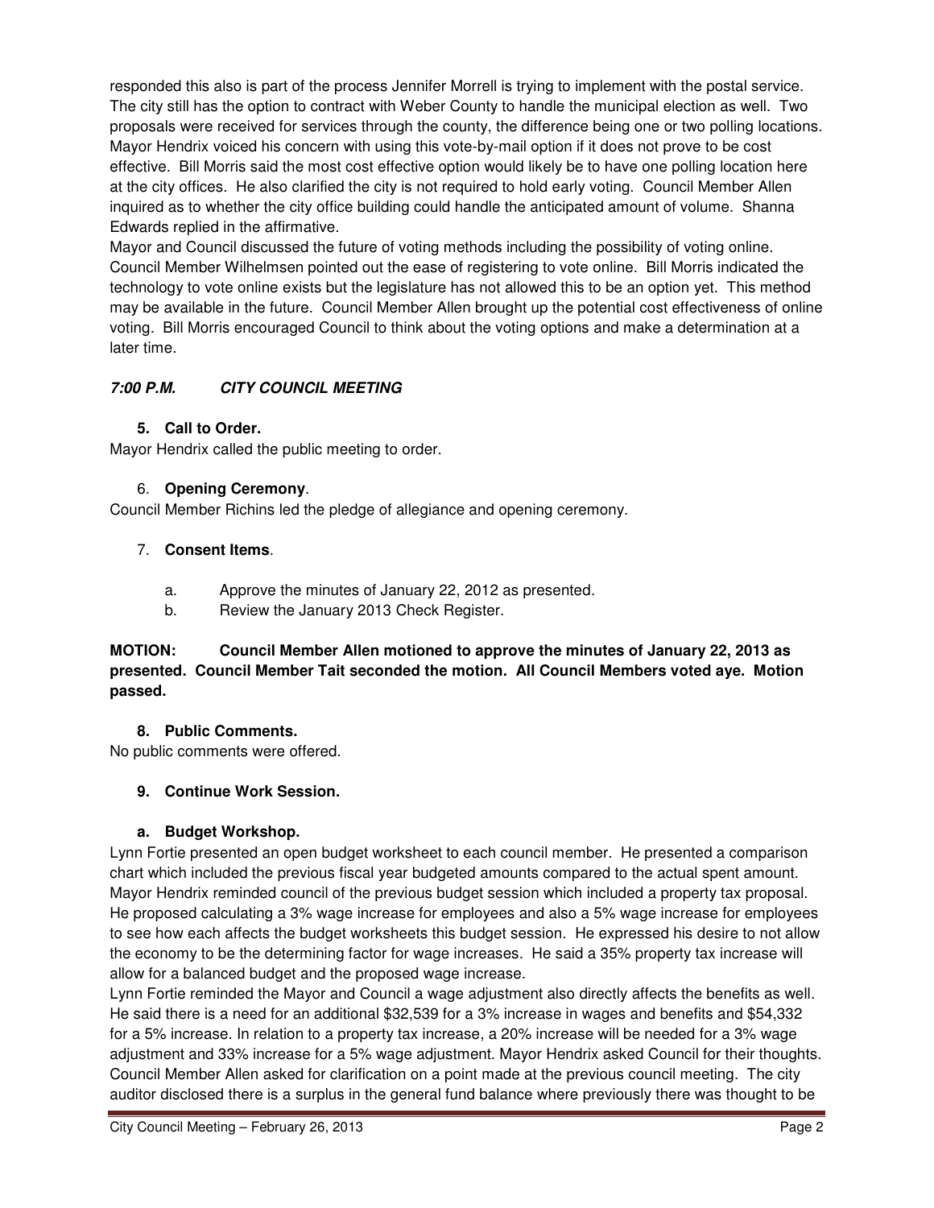responded this also is part of the process Jennifer Morrell is trying to implement with the postal service. The city still has the option to contract with Weber County to handle the municipal election as well. Two proposals were received for services through the county, the difference being one or two polling locations. Mayor Hendrix voiced his concern with using this vote-by-mail option if it does not prove to be cost effective. Bill Morris said the most cost effective option would likely be to have one polling location here at the city offices. He also clarified the city is not required to hold early voting. Council Member Allen inquired as to whether the city office building could handle the anticipated amount of volume. Shanna Edwards replied in the affirmative.

Mayor and Council discussed the future of voting methods including the possibility of voting online. Council Member Wilhelmsen pointed out the ease of registering to vote online. Bill Morris indicated the technology to vote online exists but the legislature has not allowed this to be an option yet. This method may be available in the future. Council Member Allen brought up the potential cost effectiveness of online voting. Bill Morris encouraged Council to think about the voting options and make a determination at a later time.

## *7:00 P.M. CITY COUNCIL MEETING*

### 5. Call to Order.

Mayor Hendrix called the public meeting to order.

### 6. Opening Ceremony.

Council Member Richins led the pledge of allegiance and opening ceremony.

### 7. Consent Items.

a. Approve the minutes of January 22, 2012 as presented.

b. Review the January 2013 Check Register.

**MOTION: Council Member Allen motioned to approve the minutes of January 22, 2013 as presented. Council Member Tait seconded the motion. All Council Members voted aye. Motion passed.**

### 8. Public Comments.

No public comments were offered.

### 9. Continue Work Session.

#### a. Budget Workshop.

Lynn Fortie presented an open budget worksheet to each council member. He presented a comparison chart which included the previous fiscal year budgeted amounts compared to the actual spent amount. Mayor Hendrix reminded council of the previous budget session which included a property tax proposal. He proposed calculating a 3% wage increase for employees and also a 5% wage increase for employees to see how each affects the budget worksheets this budget session. He expressed his desire to not allow the economy to be the determining factor for wage increases. He said a 35% property tax increase will allow for a balanced budget and the proposed wage increase.

Lynn Fortie reminded the Mayor and Council a wage adjustment also directly affects the benefits as well. He said there is a need for an additional $32,539 for a 3% increase in wages and benefits and $54,332 for a 5% increase. In relation to a property tax increase, a 20% increase will be needed for a 3% wage adjustment and 33% increase for a 5% wage adjustment. Mayor Hendrix asked Council for their thoughts. Council Member Allen asked for clarification on a point made at the previous council meeting. The city auditor disclosed there is a surplus in the general fund balance where previously there was thought to be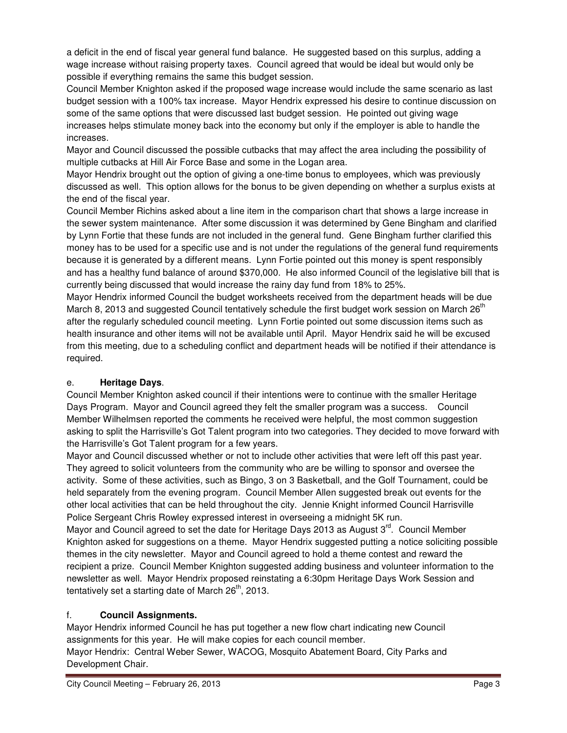a deficit in the end of fiscal year general fund balance. He suggested based on this surplus, adding a wage increase without raising property taxes. Council agreed that would be ideal but would only be possible if everything remains the same this budget session.

Council Member Knighton asked if the proposed wage increase would include the same scenario as last budget session with a 100% tax increase. Mayor Hendrix expressed his desire to continue discussion on some of the same options that were discussed last budget session. He pointed out giving wage increases helps stimulate money back into the economy but only if the employer is able to handle the increases.

Mayor and Council discussed the possible cutbacks that may affect the area including the possibility of multiple cutbacks at Hill Air Force Base and some in the Logan area.

Mayor Hendrix brought out the option of giving a one-time bonus to employees, which was previously discussed as well. This option allows for the bonus to be given depending on whether a surplus exists at the end of the fiscal year.

Council Member Richins asked about a line item in the comparison chart that shows a large increase in the sewer system maintenance. After some discussion it was determined by Gene Bingham and clarified by Lynn Fortie that these funds are not included in the general fund. Gene Bingham further clarified this money has to be used for a specific use and is not under the regulations of the general fund requirements because it is generated by a different means. Lynn Fortie pointed out this money is spent responsibly and has a healthy fund balance of around $370,000. He also informed Council of the legislative bill that is currently being discussed that would increase the rainy day fund from 18% to 25%.

Mayor Hendrix informed Council the budget worksheets received from the department heads will be due March 8, 2013 and suggested Council tentatively schedule the first budget work session on March 26th after the regularly scheduled council meeting. Lynn Fortie pointed out some discussion items such as health insurance and other items will not be available until April. Mayor Hendrix said he will be excused from this meeting, due to a scheduling conflict and department heads will be notified if their attendance is required.

e. **Heritage Days**.

Council Member Knighton asked council if their intentions were to continue with the smaller Heritage Days Program. Mayor and Council agreed they felt the smaller program was a success. Council Member Wilhelmsen reported the comments he received were helpful, the most common suggestion asking to split the Harrisville's Got Talent program into two categories. They decided to move forward with the Harrisville's Got Talent program for a few years.

Mayor and Council discussed whether or not to include other activities that were left off this past year. They agreed to solicit volunteers from the community who are be willing to sponsor and oversee the activity. Some of these activities, such as Bingo, 3 on 3 Basketball, and the Golf Tournament, could be held separately from the evening program. Council Member Allen suggested break out events for the other local activities that can be held throughout the city. Jennie Knight informed Council Harrisville Police Sergeant Chris Rowley expressed interest in overseeing a midnight 5K run.

Mayor and Council agreed to set the date for Heritage Days 2013 as August 3rd. Council Member Knighton asked for suggestions on a theme. Mayor Hendrix suggested putting a notice soliciting possible themes in the city newsletter. Mayor and Council agreed to hold a theme contest and reward the recipient a prize. Council Member Knighton suggested adding business and volunteer information to the newsletter as well. Mayor Hendrix proposed reinstating a 6:30pm Heritage Days Work Session and tentatively set a starting date of March 26th, 2013.

f. **Council Assignments.**

Mayor Hendrix informed Council he has put together a new flow chart indicating new Council assignments for this year. He will make copies for each council member.

Mayor Hendrix: Central Weber Sewer, WACOG, Mosquito Abatement Board, City Parks and Development Chair.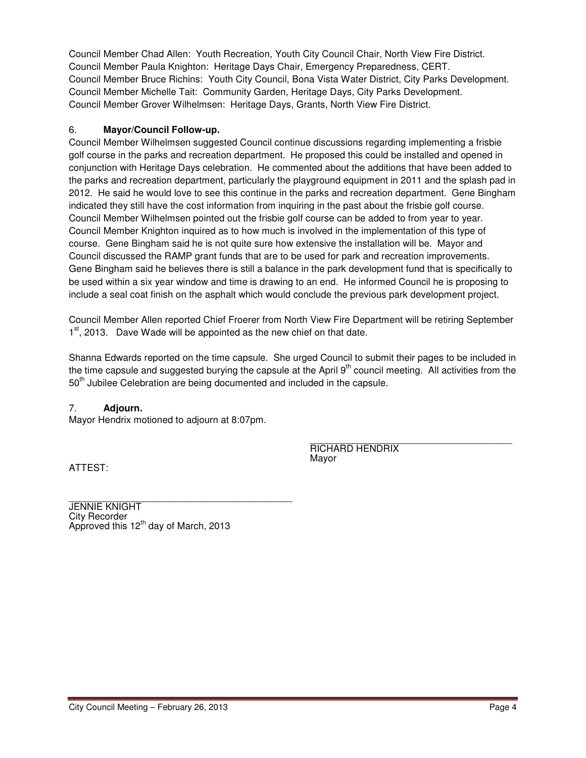Council Member Chad Allen: Youth Recreation, Youth City Council Chair, North View Fire District.
Council Member Paula Knighton: Heritage Days Chair, Emergency Preparedness, CERT.
Council Member Bruce Richins: Youth City Council, Bona Vista Water District, City Parks Development.
Council Member Michelle Tait: Community Garden, Heritage Days, City Parks Development.
Council Member Grover Wilhelmsen: Heritage Days, Grants, North View Fire District.

6. **Mayor/Council Follow-up.**

Council Member Wilhelmsen suggested Council continue discussions regarding implementing a frisbie golf course in the parks and recreation department. He proposed this could be installed and opened in conjunction with Heritage Days celebration. He commented about the additions that have been added to the parks and recreation department, particularly the playground equipment in 2011 and the splash pad in 2012. He said he would love to see this continue in the parks and recreation department. Gene Bingham indicated they still have the cost information from inquiring in the past about the frisbie golf course. Council Member Wilhelmsen pointed out the frisbie golf course can be added to from year to year. Council Member Knighton inquired as to how much is involved in the implementation of this type of course. Gene Bingham said he is not quite sure how extensive the installation will be. Mayor and Council discussed the RAMP grant funds that are to be used for park and recreation improvements. Gene Bingham said he believes there is still a balance in the park development fund that is specifically to be used within a six year window and time is drawing to an end. He informed Council he is proposing to include a seal coat finish on the asphalt which would conclude the previous park development project.

Council Member Allen reported Chief Froerer from North View Fire Department will be retiring September 1st, 2013. Dave Wade will be appointed as the new chief on that date.

Shanna Edwards reported on the time capsule. She urged Council to submit their pages to be included in the time capsule and suggested burying the capsule at the April 9th council meeting. All activities from the 50th Jubilee Celebration are being documented and included in the capsule.

7. **Adjourn.**

Mayor Hendrix motioned to adjourn at 8:07pm.

\_\_\_\_\_\_\_\_\_\_\_\_\_\_\_\_\_\_\_\_\_\_\_\_\_\_\_\_\_\_\_\_\_\_\_\_\_\_\_\_
RICHARD HENDRIX
Mayor

ATTEST:

\_\_\_\_\_\_\_\_\_\_\_\_\_\_\_\_\_\_\_\_\_\_\_\_\_\_\_\_\_\_\_\_\_\_\_\_\_\_\_\_\_\_\_\_\_
JENNIE KNIGHT
City Recorder
Approved this 12th day of March, 2013